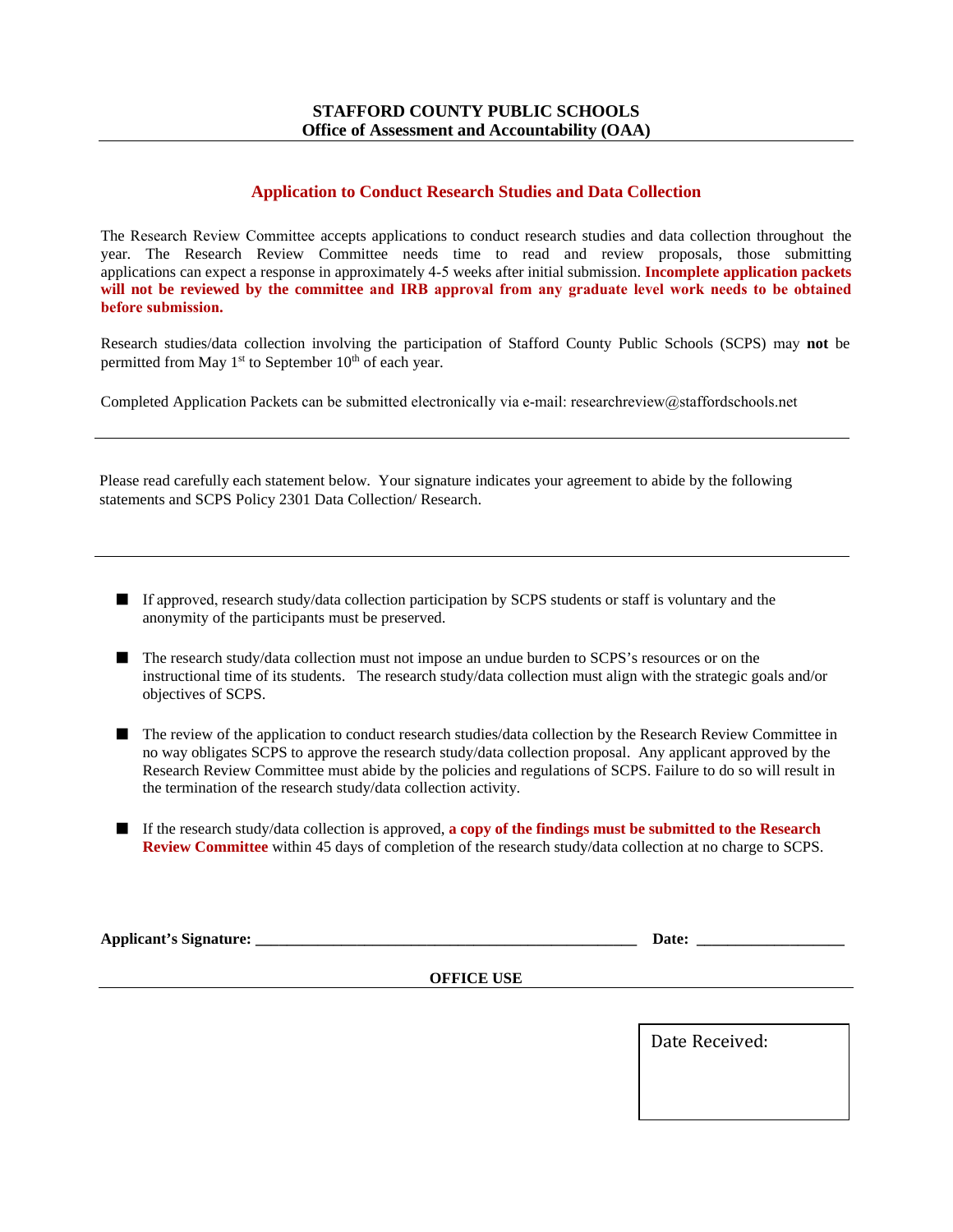**STAFFORD COUNTY PUBLIC SCHOOLS**
**Office of Assessment and Accountability (OAA)**

---

## Application to Conduct Research Studies and Data Collection

The Research Review Committee accepts applications to conduct research studies and data collection throughout the year. The Research Review Committee needs time to read and review proposals, those submitting applications can expect a response in approximately 4-5 weeks after initial submission. **Incomplete application packets will not be reviewed by the committee and IRB approval from any graduate level work needs to be obtained before submission.**

Research studies/data collection involving the participation of Stafford County Public Schools (SCPS) may **not** be permitted from May 1st to September 10th of each year.

Completed Application Packets can be submitted electronically via e-mail: researchreview@staffordschools.net

---

Please read carefully each statement below. Your signature indicates your agreement to abide by the following statements and SCPS Policy 2301 Data Collection/ Research.

---

- If approved, research study/data collection participation by SCPS students or staff is voluntary and the anonymity of the participants must be preserved.
- The research study/data collection must not impose an undue burden to SCPS's resources or on the instructional time of its students. The research study/data collection must align with the strategic goals and/or objectives of SCPS.
- The review of the application to conduct research studies/data collection by the Research Review Committee in no way obligates SCPS to approve the research study/data collection proposal. Any applicant approved by the Research Review Committee must abide by the policies and regulations of SCPS. Failure to do so will result in the termination of the research study/data collection activity.
- If the research study/data collection is approved, **a copy of the findings must be submitted to the Research Review Committee** within 45 days of completion of the research study/data collection at no charge to SCPS.

**Applicant's Signature:** \_\_\_\_\_\_\_\_\_\_\_\_\_\_\_\_\_\_\_\_\_\_\_\_\_\_\_\_\_\_\_\_\_\_\_\_\_\_\_\_ **Date:** \_\_\_\_\_\_\_\_\_\_\_\_\_\_\_\_

**OFFICE USE**

---

Date Received: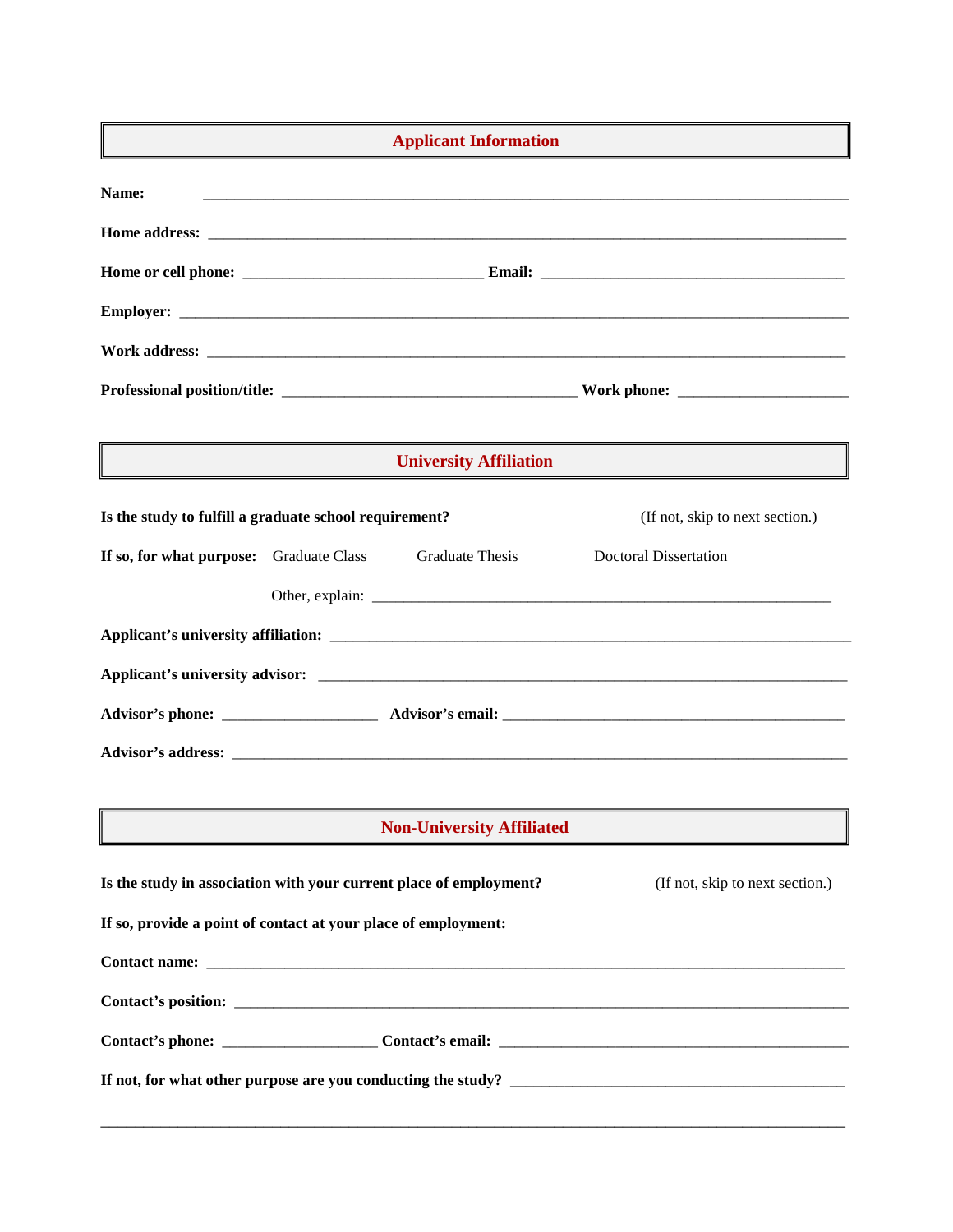## Applicant Information

**Name:** ______________________________________________________________________________

**Home address:** ______________________________________________________________________________

**Home or cell phone:** ______________________________ **Email:** ______________________________________

**Employer:** ______________________________________________________________________________

**Work address:** ______________________________________________________________________________

**Professional position/title:** _____________________________________ **Work phone:** _____________________

## University Affiliation

**Is the study to fulfill a graduate school requirement?** (If not, skip to next section.)

**If so, for what purpose:** Graduate Class Graduate Thesis Doctoral Dissertation

Other, explain: __________________________________________________________

**Applicant's university affiliation:** ________________________________________________________________

**Applicant's university advisor:** ________________________________________________________________

**Advisor's phone:** ___________________ **Advisor's email:** ____________________________________________

**Advisor's address:** ______________________________________________________________________________

## Non-University Affiliated

**Is the study in association with your current place of employment?** (If not, skip to next section.)

**If so, provide a point of contact at your place of employment:**

**Contact name:** ______________________________________________________________________________

**Contact's position:** ______________________________________________________________________________

**Contact's phone:** ___________________ **Contact's email:** ____________________________________________

**If not, for what other purpose are you conducting the study?** ________________________________________

______________________________________________________________________________________________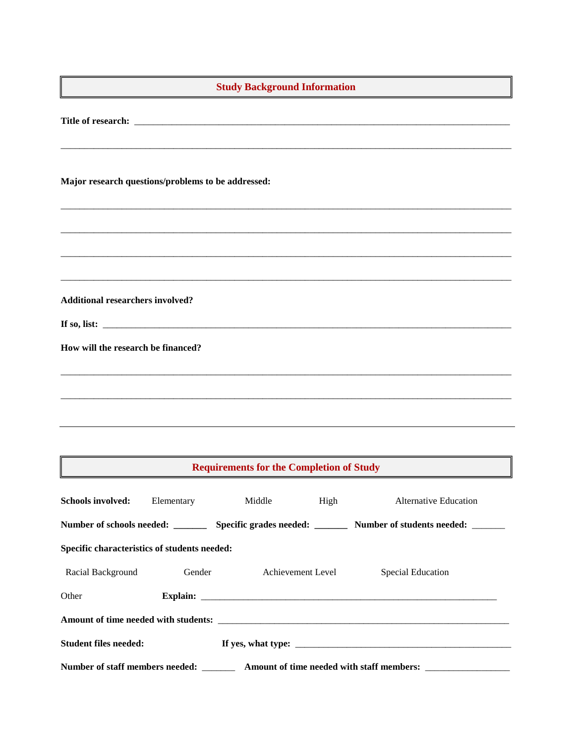## Study Background Information

**Title of research:** ______________________________________________________________________________

______________________________________________________________________________________________

**Major research questions/problems to be addressed:**

______________________________________________________________________________________________

______________________________________________________________________________________________

______________________________________________________________________________________________

______________________________________________________________________________________________

**Additional researchers involved?**

**If so, list:** __________________________________________________________________________________

**How will the research be financed?**

______________________________________________________________________________________________

______________________________________________________________________________________________

---

## Requirements for the Completion of Study

**Schools involved:** Elementary Middle High Alternative Education

**Number of schools needed:** _______ **Specific grades needed:** _______ **Number of students needed:** _______

**Specific characteristics of students needed:**

Racial Background Gender Achievement Level Special Education

Other **Explain:** _____________________________________________________________

**Amount of time needed with students:** _________________________________________________________

**Student files needed:** **If yes, what type:** _____________________________________________

**Number of staff members needed:** _______ **Amount of time needed with staff members:** _________________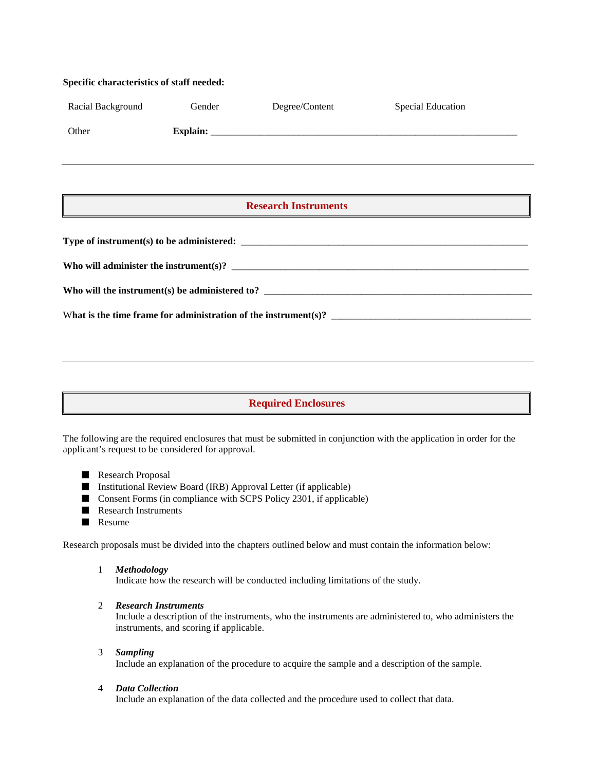**Specific characteristics of staff needed:**

Racial Background    Gender    Degree/Content    Special Education

Other    **Explain:** ______________________________________________________________

---

## Research Instruments

**Type of instrument(s) to be administered:** ___________________________________________________________

**Who will administer the instrument(s)?** ______________________________________________________________

**Who will the instrument(s) be administered to?** ________________________________________________________

**What is the time frame for administration of the instrument(s)?** _________________________________________

---

## Required Enclosures

The following are the required enclosures that must be submitted in conjunction with the application in order for the applicant's request to be considered for approval.

- Research Proposal
- Institutional Review Board (IRB) Approval Letter (if applicable)
- Consent Forms (in compliance with SCPS Policy 2301, if applicable)
- Research Instruments
- Resume

Research proposals must be divided into the chapters outlined below and must contain the information below:

1. ***Methodology***
   Indicate how the research will be conducted including limitations of the study.

2. ***Research Instruments***
   Include a description of the instruments, who the instruments are administered to, who administers the instruments, and scoring if applicable.

3. ***Sampling***
   Include an explanation of the procedure to acquire the sample and a description of the sample.

4. ***Data Collection***
   Include an explanation of the data collected and the procedure used to collect that data.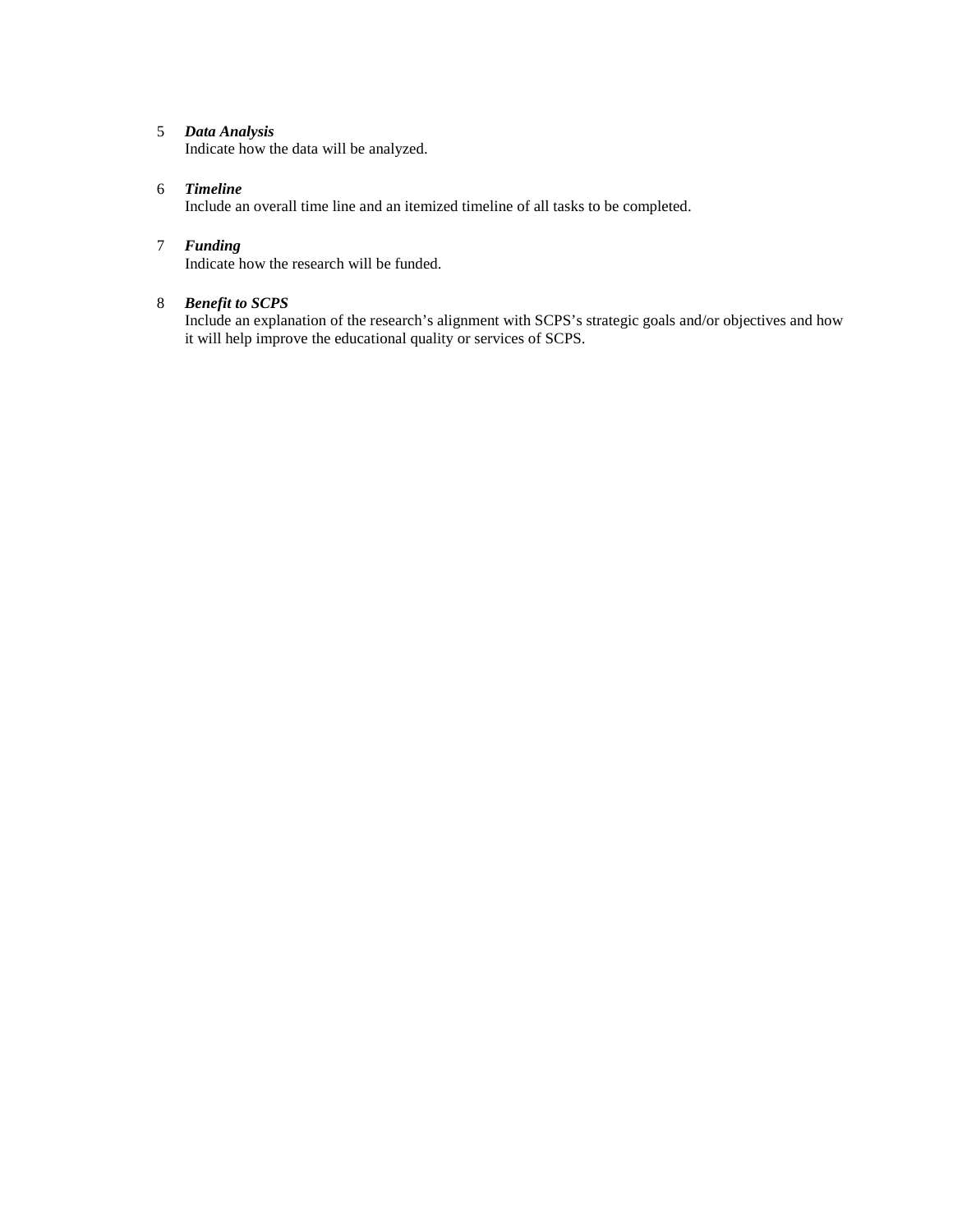5 ***Data Analysis***
Indicate how the data will be analyzed.

6 ***Timeline***
Include an overall time line and an itemized timeline of all tasks to be completed.

7 ***Funding***
Indicate how the research will be funded.

8 ***Benefit to SCPS***
Include an explanation of the research's alignment with SCPS's strategic goals and/or objectives and how it will help improve the educational quality or services of SCPS.